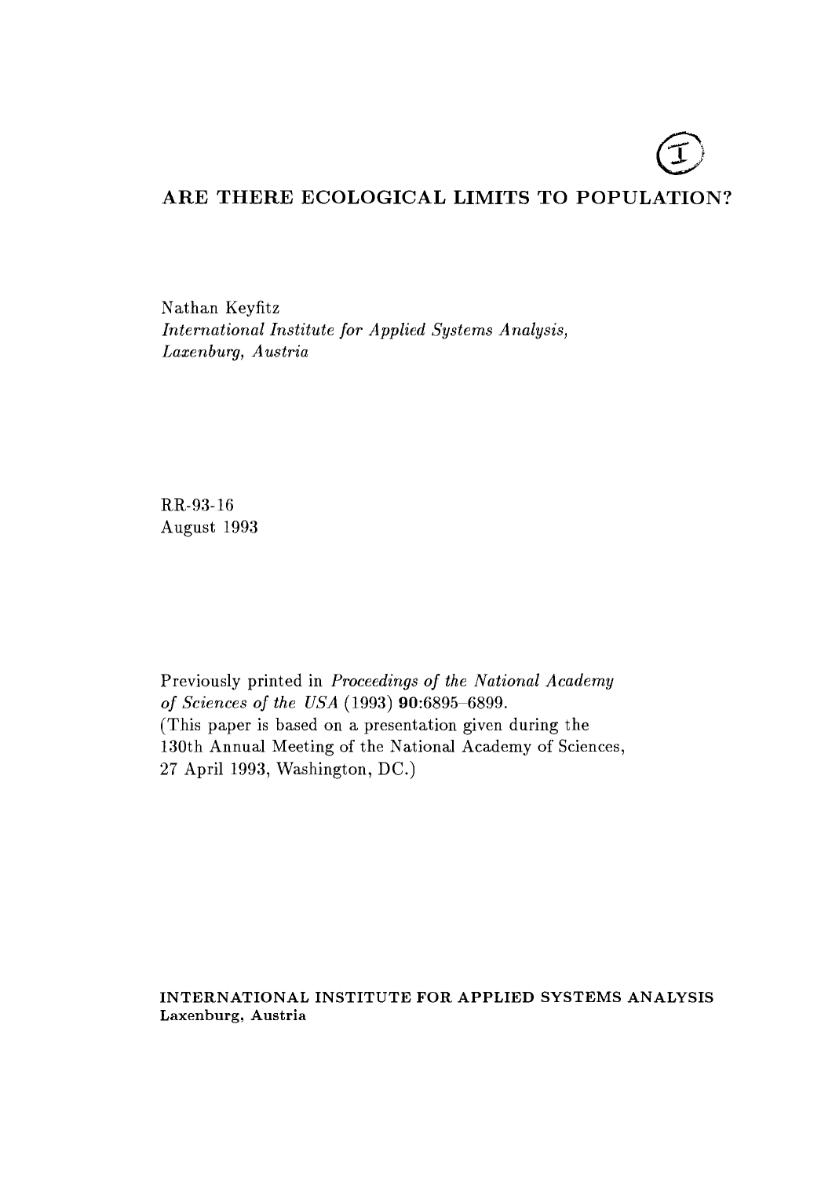# ARE THERE ECOLOGICAL LIMITS TO POPULATION?

Nathan Keyfitz
*International Institute for Applied Systems Analysis,*
*Laxenburg, Austria*

RR-93-16
August 1993

Previously printed in *Proceedings of the National Academy of Sciences of the USA* (1993) **90**:6895–6899.
(This paper is based on a presentation given during the 130th Annual Meeting of the National Academy of Sciences, 27 April 1993, Washington, DC.)

**INTERNATIONAL INSTITUTE FOR APPLIED SYSTEMS ANALYSIS**
**Laxenburg, Austria**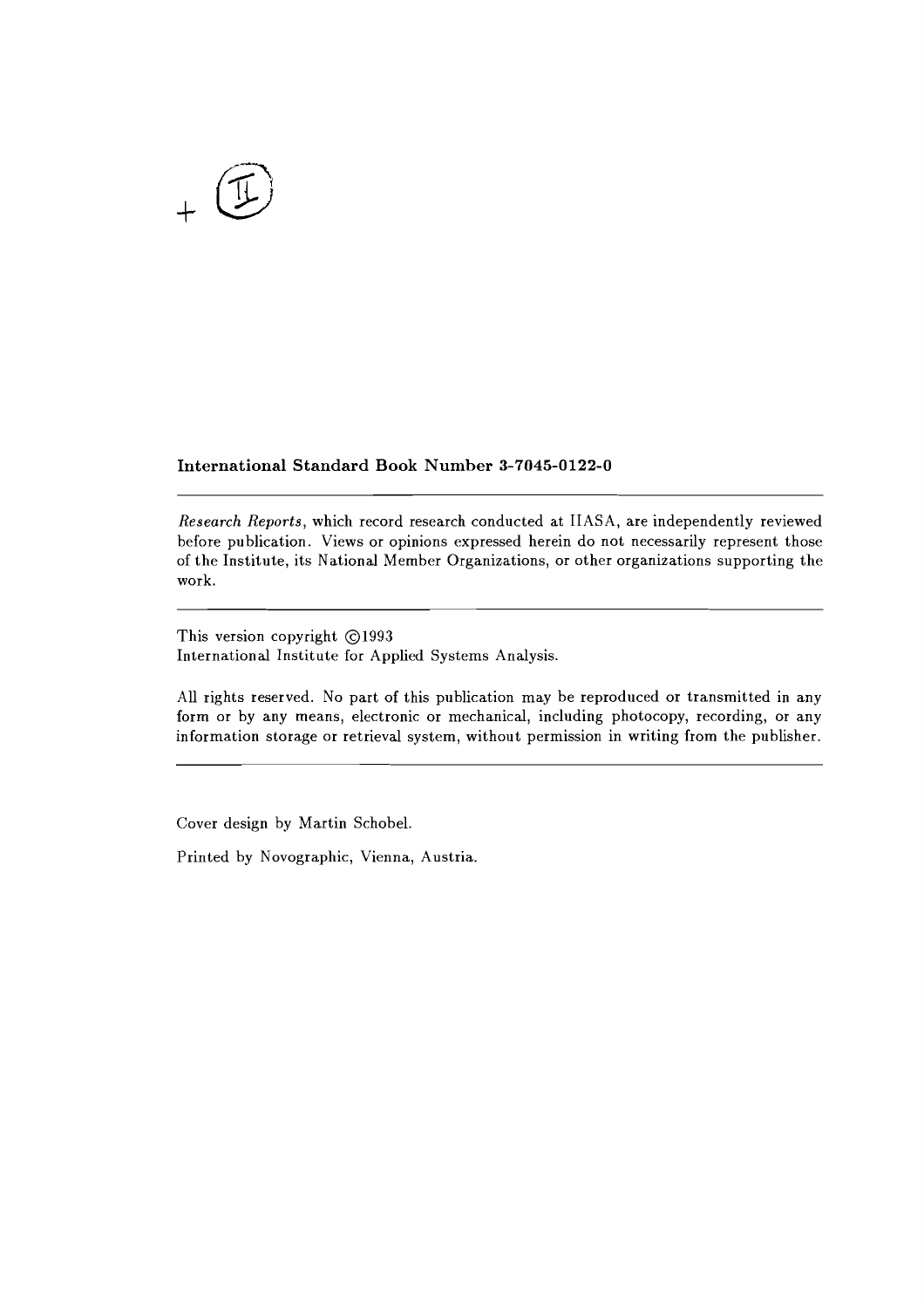+ (II)

**International Standard Book Number 3-7045-0122-0**

---

*Research Reports*, which record research conducted at IIASA, are independently reviewed before publication. Views or opinions expressed herein do not necessarily represent those of the Institute, its National Member Organizations, or other organizations supporting the work.

---

This version copyright ©1993
International Institute for Applied Systems Analysis.

All rights reserved. No part of this publication may be reproduced or transmitted in any form or by any means, electronic or mechanical, including photocopy, recording, or any information storage or retrieval system, without permission in writing from the publisher.

---

Cover design by Martin Schobel.

Printed by Novographic, Vienna, Austria.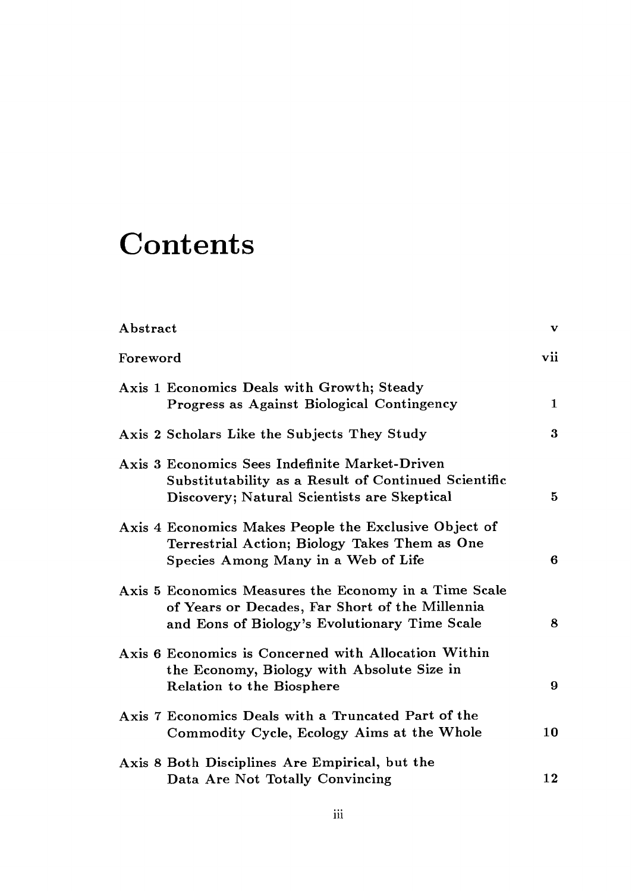# Contents

| | |
|---|---|
| Abstract | v |
| Foreword | vii |
| Axis 1 Economics Deals with Growth; Steady Progress as Against Biological Contingency | 1 |
| Axis 2 Scholars Like the Subjects They Study | 3 |
| Axis 3 Economics Sees Indefinite Market-Driven Substitutability as a Result of Continued Scientific Discovery; Natural Scientists are Skeptical | 5 |
| Axis 4 Economics Makes People the Exclusive Object of Terrestrial Action; Biology Takes Them as One Species Among Many in a Web of Life | 6 |
| Axis 5 Economics Measures the Economy in a Time Scale of Years or Decades, Far Short of the Millennia and Eons of Biology's Evolutionary Time Scale | 8 |
| Axis 6 Economics is Concerned with Allocation Within the Economy, Biology with Absolute Size in Relation to the Biosphere | 9 |
| Axis 7 Economics Deals with a Truncated Part of the Commodity Cycle, Ecology Aims at the Whole | 10 |
| Axis 8 Both Disciplines Are Empirical, but the Data Are Not Totally Convincing | 12 |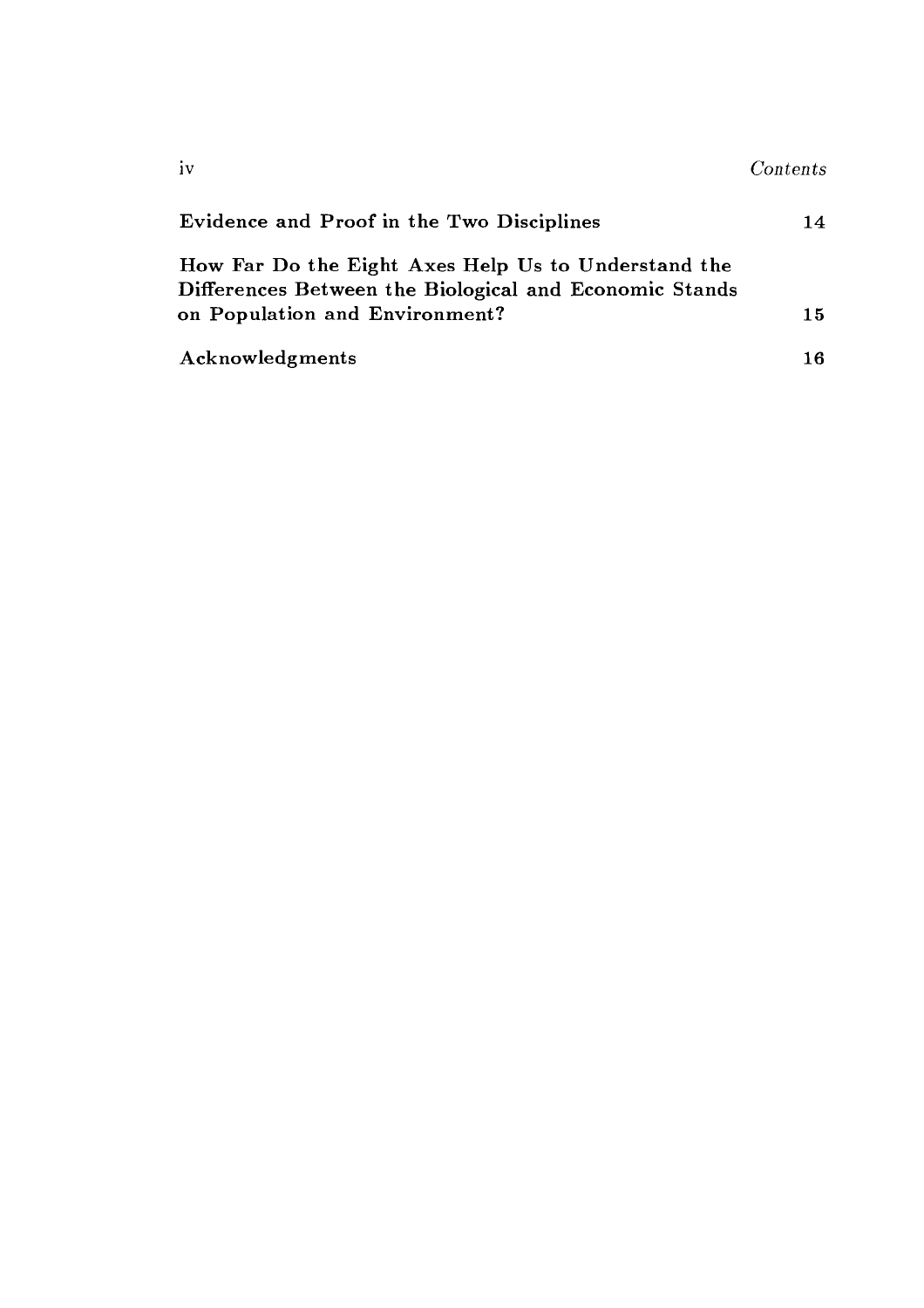| | |
|---|---|
| Evidence and Proof in the Two Disciplines | 14 |
| How Far Do the Eight Axes Help Us to Understand the Differences Between the Biological and Economic Stands on Population and Environment? | 15 |
| Acknowledgments | 16 |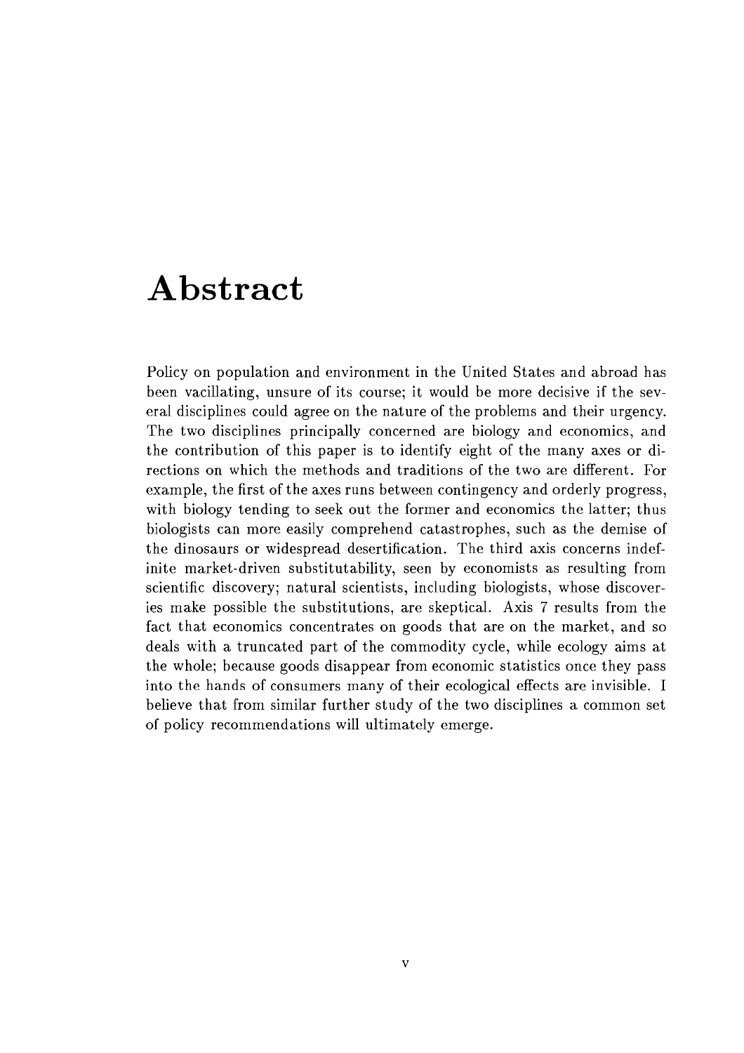# Abstract

Policy on population and environment in the United States and abroad has been vacillating, unsure of its course; it would be more decisive if the several disciplines could agree on the nature of the problems and their urgency. The two disciplines principally concerned are biology and economics, and the contribution of this paper is to identify eight of the many axes or directions on which the methods and traditions of the two are different. For example, the first of the axes runs between contingency and orderly progress, with biology tending to seek out the former and economics the latter; thus biologists can more easily comprehend catastrophes, such as the demise of the dinosaurs or widespread desertification. The third axis concerns indefinite market-driven substitutability, seen by economists as resulting from scientific discovery; natural scientists, including biologists, whose discoveries make possible the substitutions, are skeptical. Axis 7 results from the fact that economics concentrates on goods that are on the market, and so deals with a truncated part of the commodity cycle, while ecology aims at the whole; because goods disappear from economic statistics once they pass into the hands of consumers many of their ecological effects are invisible. I believe that from similar further study of the two disciplines a common set of policy recommendations will ultimately emerge.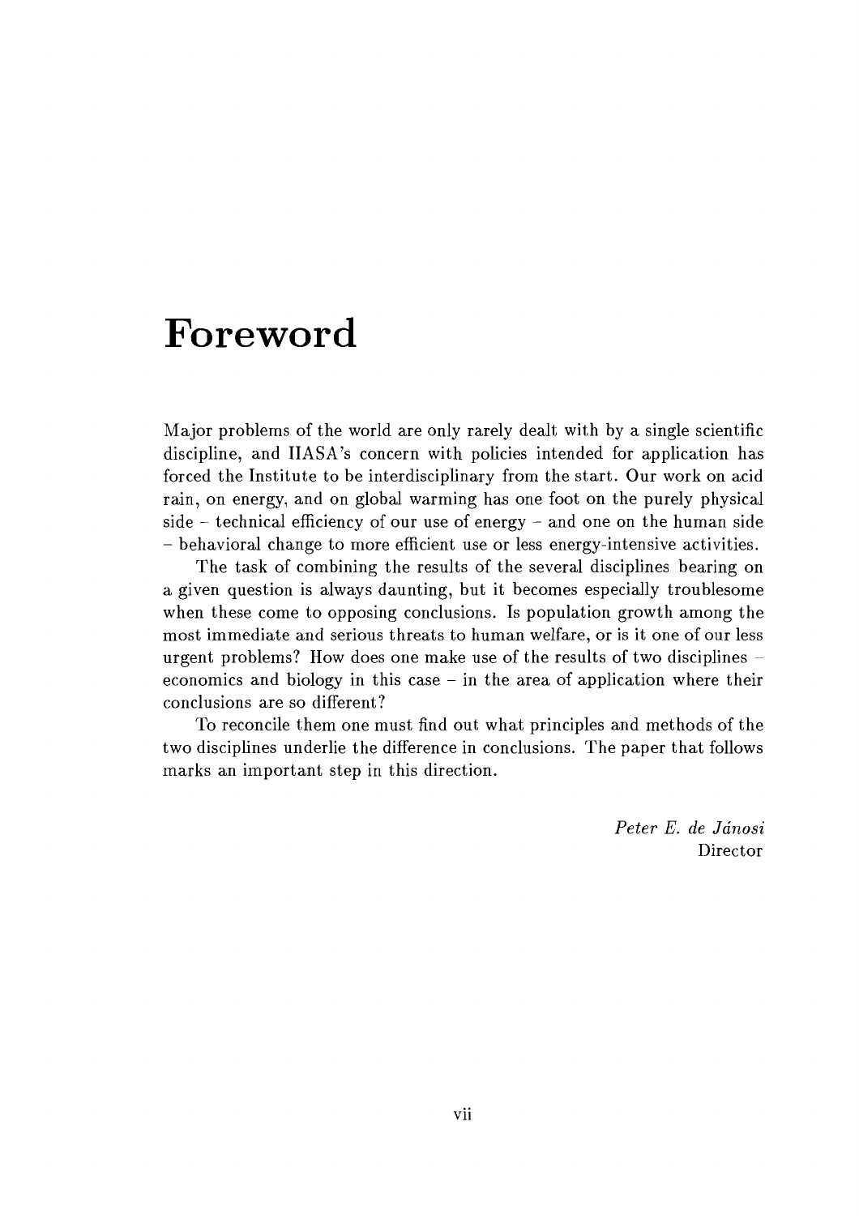# Foreword

Major problems of the world are only rarely dealt with by a single scientific discipline, and IIASA's concern with policies intended for application has forced the Institute to be interdisciplinary from the start. Our work on acid rain, on energy, and on global warming has one foot on the purely physical side – technical efficiency of our use of energy – and one on the human side – behavioral change to more efficient use or less energy-intensive activities.

The task of combining the results of the several disciplines bearing on a given question is always daunting, but it becomes especially troublesome when these come to opposing conclusions. Is population growth among the most immediate and serious threats to human welfare, or is it one of our less urgent problems? How does one make use of the results of two disciplines – economics and biology in this case – in the area of application where their conclusions are so different?

To reconcile them one must find out what principles and methods of the two disciplines underlie the difference in conclusions. The paper that follows marks an important step in this direction.

*Peter E. de Jánosi*
Director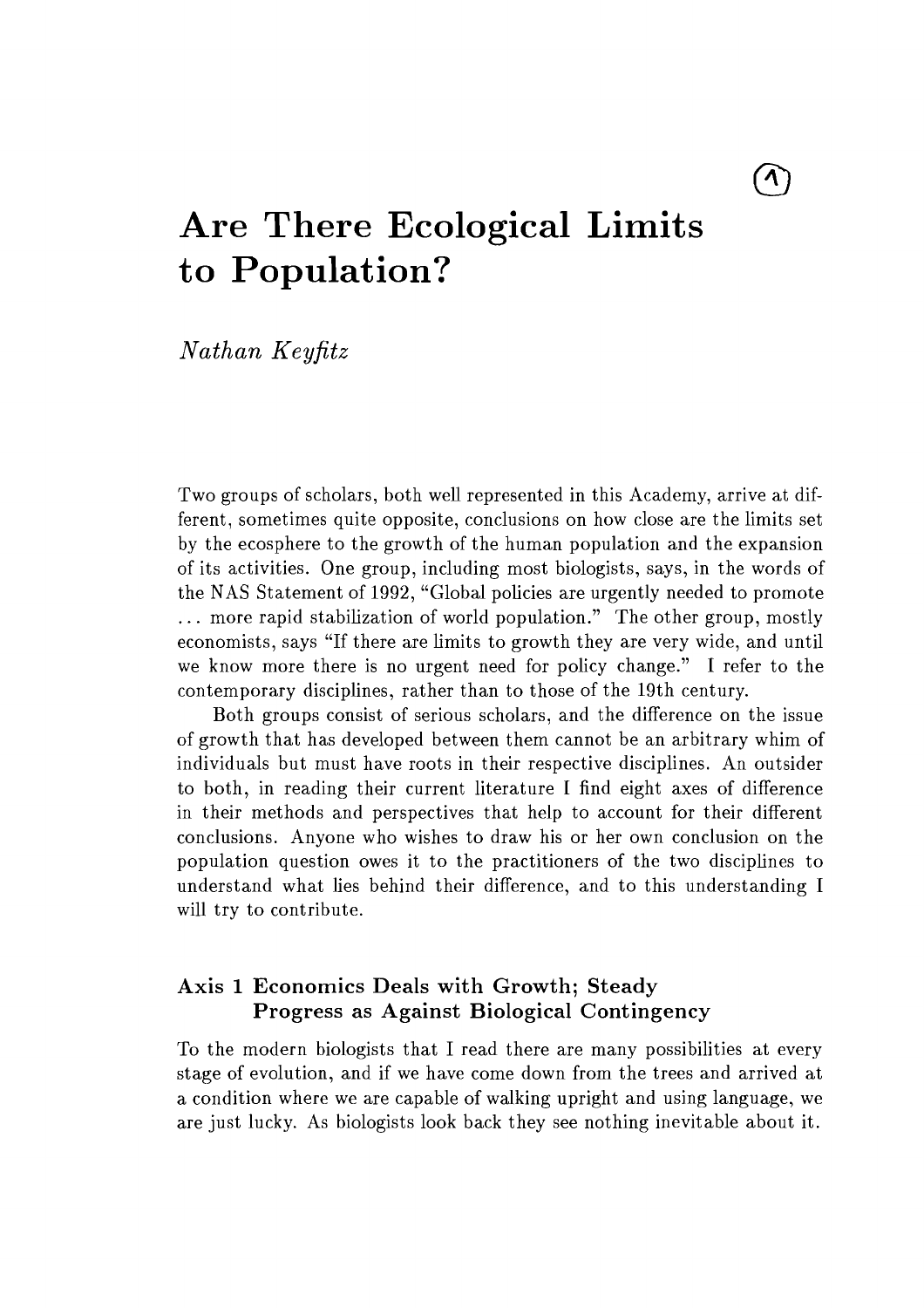# Are There Ecological Limits to Population?

*Nathan Keyfitz*

Two groups of scholars, both well represented in this Academy, arrive at different, sometimes quite opposite, conclusions on how close are the limits set by the ecosphere to the growth of the human population and the expansion of its activities. One group, including most biologists, says, in the words of the NAS Statement of 1992, "Global policies are urgently needed to promote ... more rapid stabilization of world population." The other group, mostly economists, says "If there are limits to growth they are very wide, and until we know more there is no urgent need for policy change." I refer to the contemporary disciplines, rather than to those of the 19th century.

Both groups consist of serious scholars, and the difference on the issue of growth that has developed between them cannot be an arbitrary whim of individuals but must have roots in their respective disciplines. An outsider to both, in reading their current literature I find eight axes of difference in their methods and perspectives that help to account for their different conclusions. Anyone who wishes to draw his or her own conclusion on the population question owes it to the practitioners of the two disciplines to understand what lies behind their difference, and to this understanding I will try to contribute.

## Axis 1 Economics Deals with Growth; Steady Progress as Against Biological Contingency

To the modern biologists that I read there are many possibilities at every stage of evolution, and if we have come down from the trees and arrived at a condition where we are capable of walking upright and using language, we are just lucky. As biologists look back they see nothing inevitable about it.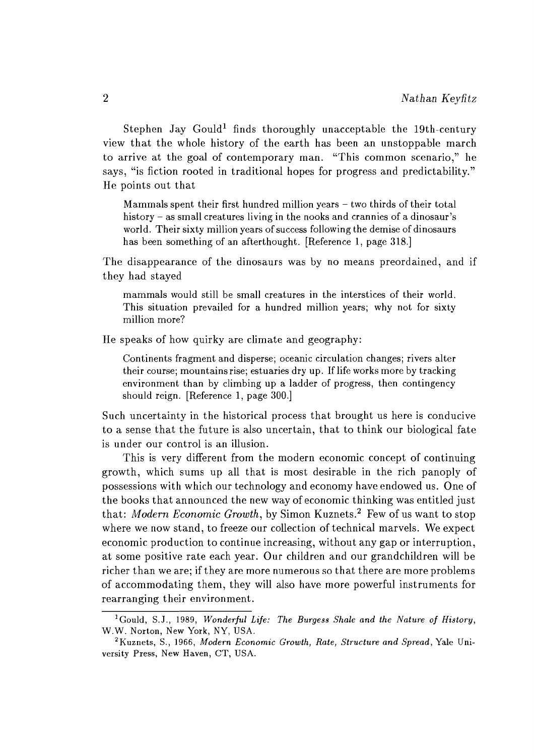Stephen Jay Gould[1] finds thoroughly unacceptable the 19th-century view that the whole history of the earth has been an unstoppable march to arrive at the goal of contemporary man. "This common scenario," he says, "is fiction rooted in traditional hopes for progress and predictability." He points out that

> Mammals spent their first hundred million years – two thirds of their total history – as small creatures living in the nooks and crannies of a dinosaur's world. Their sixty million years of success following the demise of dinosaurs has been something of an afterthought. [Reference 1, page 318.]

The disappearance of the dinosaurs was by no means preordained, and if they had stayed

> mammals would still be small creatures in the interstices of their world. This situation prevailed for a hundred million years; why not for sixty million more?

He speaks of how quirky are climate and geography:

> Continents fragment and disperse; oceanic circulation changes; rivers alter their course; mountains rise; estuaries dry up. If life works more by tracking environment than by climbing up a ladder of progress, then contingency should reign. [Reference 1, page 300.]

Such uncertainty in the historical process that brought us here is conducive to a sense that the future is also uncertain, that to think our biological fate is under our control is an illusion.

This is very different from the modern economic concept of continuing growth, which sums up all that is most desirable in the rich panoply of possessions with which our technology and economy have endowed us. One of the books that announced the new way of economic thinking was entitled just that: *Modern Economic Growth*, by Simon Kuznets.[2] Few of us want to stop where we now stand, to freeze our collection of technical marvels. We expect economic production to continue increasing, without any gap or interruption, at some positive rate each year. Our children and our grandchildren will be richer than we are; if they are more numerous so that there are more problems of accommodating them, they will also have more powerful instruments for rearranging their environment.

---

[1] Gould, S.J., 1989, *Wonderful Life: The Burgess Shale and the Nature of History*, W.W. Norton, New York, NY, USA.

[2] Kuznets, S., 1966, *Modern Economic Growth, Rate, Structure and Spread*, Yale University Press, New Haven, CT, USA.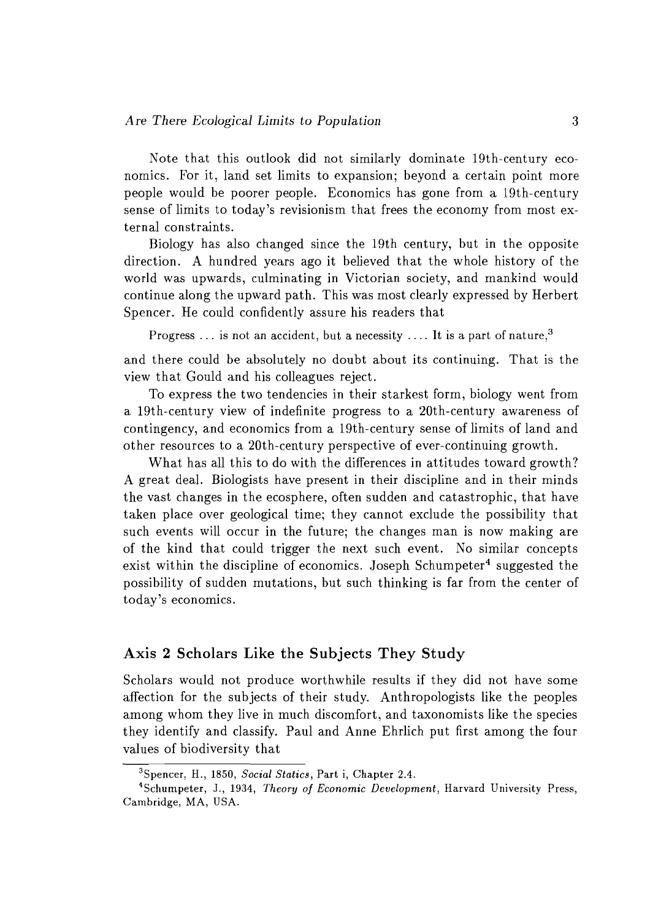Note that this outlook did not similarly dominate 19th-century economics. For it, land set limits to expansion; beyond a certain point more people would be poorer people. Economics has gone from a 19th-century sense of limits to today's revisionism that frees the economy from most external constraints.

Biology has also changed since the 19th century, but in the opposite direction. A hundred years ago it believed that the whole history of the world was upwards, culminating in Victorian society, and mankind would continue along the upward path. This was most clearly expressed by Herbert Spencer. He could confidently assure his readers that

> Progress ... is not an accident, but a necessity .... It is a part of nature,[3]

and there could be absolutely no doubt about its continuing. That is the view that Gould and his colleagues reject.

To express the two tendencies in their starkest form, biology went from a 19th-century view of indefinite progress to a 20th-century awareness of contingency, and economics from a 19th-century sense of limits of land and other resources to a 20th-century perspective of ever-continuing growth.

What has all this to do with the differences in attitudes toward growth? A great deal. Biologists have present in their discipline and in their minds the vast changes in the ecosphere, often sudden and catastrophic, that have taken place over geological time; they cannot exclude the possibility that such events will occur in the future; the changes man is now making are of the kind that could trigger the next such event. No similar concepts exist within the discipline of economics. Joseph Schumpeter[4] suggested the possibility of sudden mutations, but such thinking is far from the center of today's economics.

## Axis 2 Scholars Like the Subjects They Study

Scholars would not produce worthwhile results if they did not have some affection for the subjects of their study. Anthropologists like the peoples among whom they live in much discomfort, and taxonomists like the species they identify and classify. Paul and Anne Ehrlich put first among the four values of biodiversity that

---

[3] Spencer, H., 1850, *Social Statics*, Part i, Chapter 2.4.

[4] Schumpeter, J., 1934, *Theory of Economic Development*, Harvard University Press, Cambridge, MA, USA.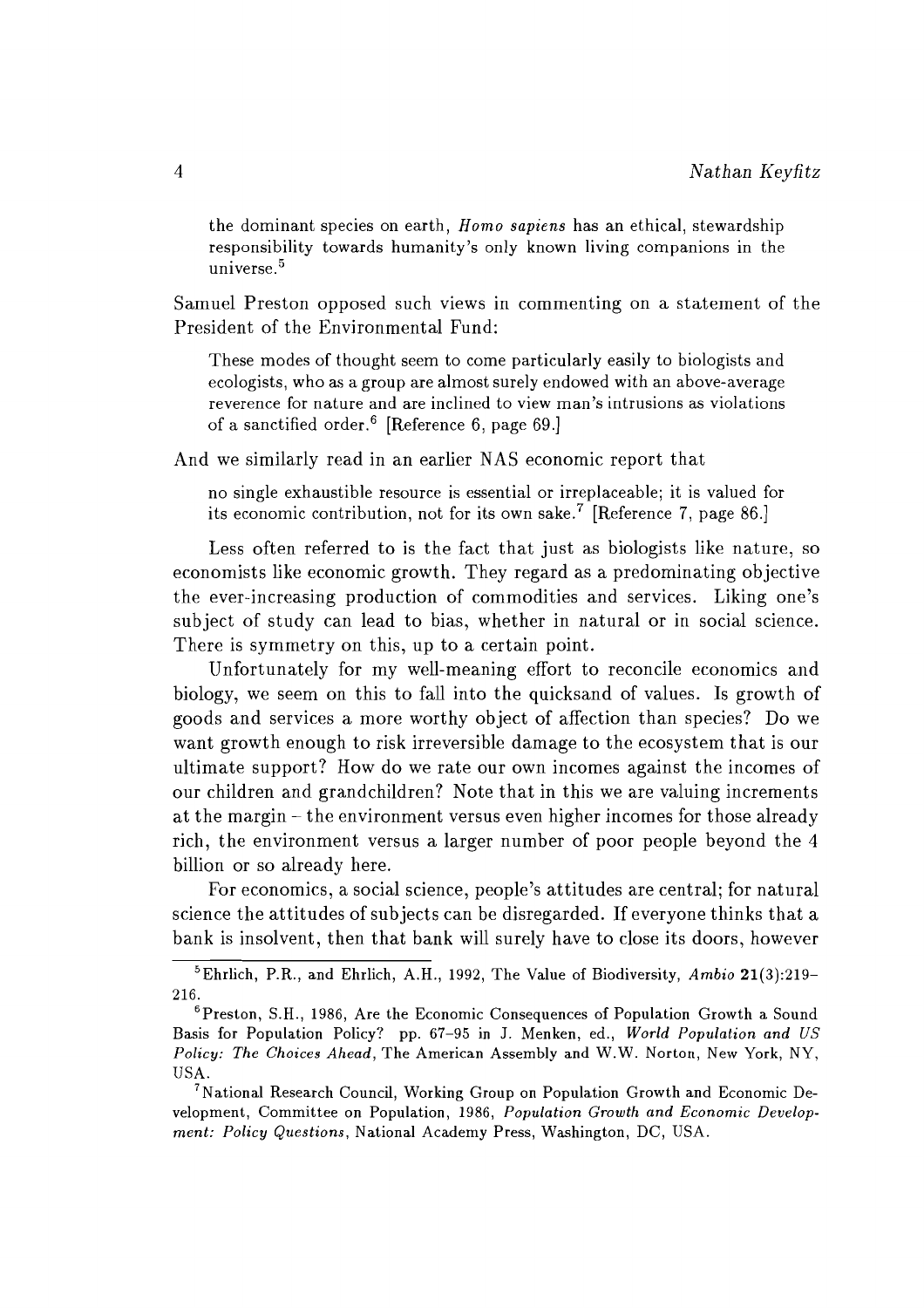> the dominant species on earth, *Homo sapiens* has an ethical, stewardship responsibility towards humanity's only known living companions in the universe.[5]

Samuel Preston opposed such views in commenting on a statement of the President of the Environmental Fund:

> These modes of thought seem to come particularly easily to biologists and ecologists, who as a group are almost surely endowed with an above-average reverence for nature and are inclined to view man's intrusions as violations of a sanctified order.[6] [Reference 6, page 69.]

And we similarly read in an earlier NAS economic report that

> no single exhaustible resource is essential or irreplaceable; it is valued for its economic contribution, not for its own sake.[7] [Reference 7, page 86.]

Less often referred to is the fact that just as biologists like nature, so economists like economic growth. They regard as a predominating objective the ever-increasing production of commodities and services. Liking one's subject of study can lead to bias, whether in natural or in social science. There is symmetry on this, up to a certain point.

Unfortunately for my well-meaning effort to reconcile economics and biology, we seem on this to fall into the quicksand of values. Is growth of goods and services a more worthy object of affection than species? Do we want growth enough to risk irreversible damage to the ecosystem that is our ultimate support? How do we rate our own incomes against the incomes of our children and grandchildren? Note that in this we are valuing increments at the margin – the environment versus even higher incomes for those already rich, the environment versus a larger number of poor people beyond the 4 billion or so already here.

For economics, a social science, people's attitudes are central; for natural science the attitudes of subjects can be disregarded. If everyone thinks that a bank is insolvent, then that bank will surely have to close its doors, however

---

[5] Ehrlich, P.R., and Ehrlich, A.H., 1992, The Value of Biodiversity, *Ambio* **21**(3):219–216.

[6] Preston, S.H., 1986, Are the Economic Consequences of Population Growth a Sound Basis for Population Policy? pp. 67–95 in J. Menken, ed., *World Population and US Policy: The Choices Ahead*, The American Assembly and W.W. Norton, New York, NY, USA.

[7] National Research Council, Working Group on Population Growth and Economic Development, Committee on Population, 1986, *Population Growth and Economic Development: Policy Questions*, National Academy Press, Washington, DC, USA.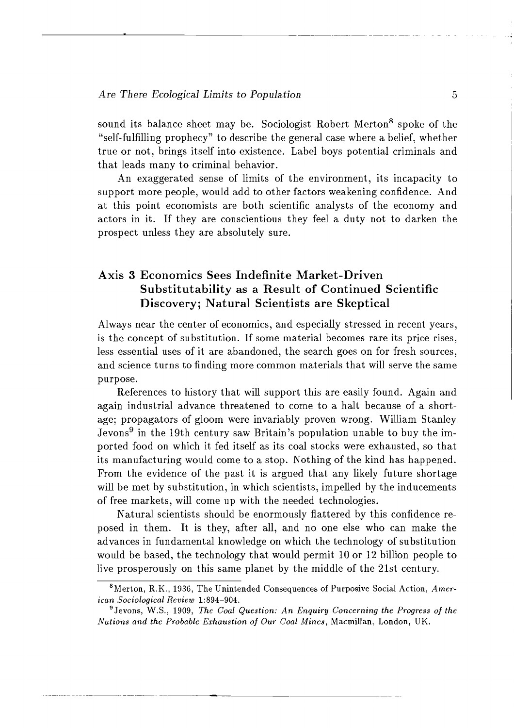sound its balance sheet may be. Sociologist Robert Merton[8] spoke of the "self-fulfilling prophecy" to describe the general case where a belief, whether true or not, brings itself into existence. Label boys potential criminals and that leads many to criminal behavior.

An exaggerated sense of limits of the environment, its incapacity to support more people, would add to other factors weakening confidence. And at this point economists are both scientific analysts of the economy and actors in it. If they are conscientious they feel a duty not to darken the prospect unless they are absolutely sure.

## Axis 3 Economics Sees Indefinite Market-Driven Substitutability as a Result of Continued Scientific Discovery; Natural Scientists are Skeptical

Always near the center of economics, and especially stressed in recent years, is the concept of substitution. If some material becomes rare its price rises, less essential uses of it are abandoned, the search goes on for fresh sources, and science turns to finding more common materials that will serve the same purpose.

References to history that will support this are easily found. Again and again industrial advance threatened to come to a halt because of a shortage; propagators of gloom were invariably proven wrong. William Stanley Jevons[9] in the 19th century saw Britain's population unable to buy the imported food on which it fed itself as its coal stocks were exhausted, so that its manufacturing would come to a stop. Nothing of the kind has happened. From the evidence of the past it is argued that any likely future shortage will be met by substitution, in which scientists, impelled by the inducements of free markets, will come up with the needed technologies.

Natural scientists should be enormously flattered by this confidence reposed in them. It is they, after all, and no one else who can make the advances in fundamental knowledge on which the technology of substitution would be based, the technology that would permit 10 or 12 billion people to live prosperously on this same planet by the middle of the 21st century.

---

[8] Merton, R.K., 1936, The Unintended Consequences of Purposive Social Action, *American Sociological Review* 1:894–904.

[9] Jevons, W.S., 1909, *The Coal Question: An Enquiry Concerning the Progress of the Nations and the Probable Exhaustion of Our Coal Mines*, Macmillan, London, UK.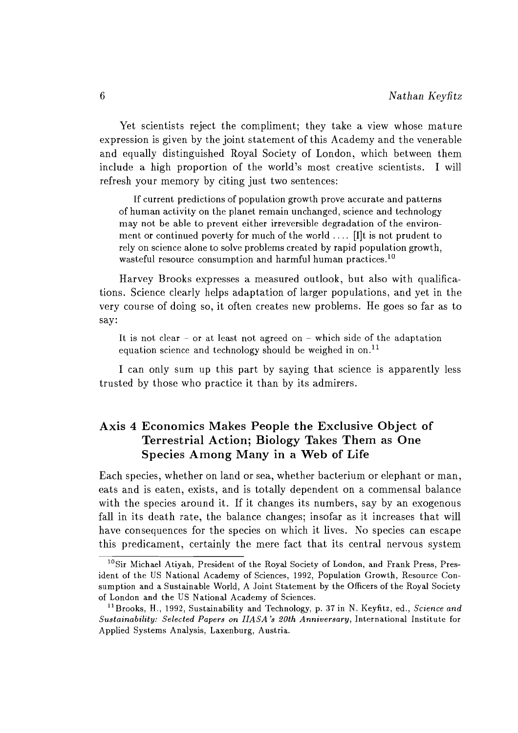Yet scientists reject the compliment; they take a view whose mature expression is given by the joint statement of this Academy and the venerable and equally distinguished Royal Society of London, which between them include a high proportion of the world's most creative scientists. I will refresh your memory by citing just two sentences:

> If current predictions of population growth prove accurate and patterns of human activity on the planet remain unchanged, science and technology may not be able to prevent either irreversible degradation of the environment or continued poverty for much of the world .... [I]t is not prudent to rely on science alone to solve problems created by rapid population growth, wasteful resource consumption and harmful human practices.[10]

Harvey Brooks expresses a measured outlook, but also with qualifications. Science clearly helps adaptation of larger populations, and yet in the very course of doing so, it often creates new problems. He goes so far as to say:

> It is not clear – or at least not agreed on – which side of the adaptation equation science and technology should be weighed in on.[11]

I can only sum up this part by saying that science is apparently less trusted by those who practice it than by its admirers.

## Axis 4 Economics Makes People the Exclusive Object of Terrestrial Action; Biology Takes Them as One Species Among Many in a Web of Life

Each species, whether on land or sea, whether bacterium or elephant or man, eats and is eaten, exists, and is totally dependent on a commensal balance with the species around it. If it changes its numbers, say by an exogenous fall in its death rate, the balance changes; insofar as it increases that will have consequences for the species on which it lives. No species can escape this predicament, certainly the mere fact that its central nervous system

---

[10] Sir Michael Atiyah, President of the Royal Society of London, and Frank Press, President of the US National Academy of Sciences, 1992, Population Growth, Resource Consumption and a Sustainable World, A Joint Statement by the Officers of the Royal Society of London and the US National Academy of Sciences.

[11] Brooks, H., 1992, Sustainability and Technology, p. 37 in N. Keyfitz, ed., *Science and Sustainability: Selected Papers on IIASA's 20th Anniversary*, International Institute for Applied Systems Analysis, Laxenburg, Austria.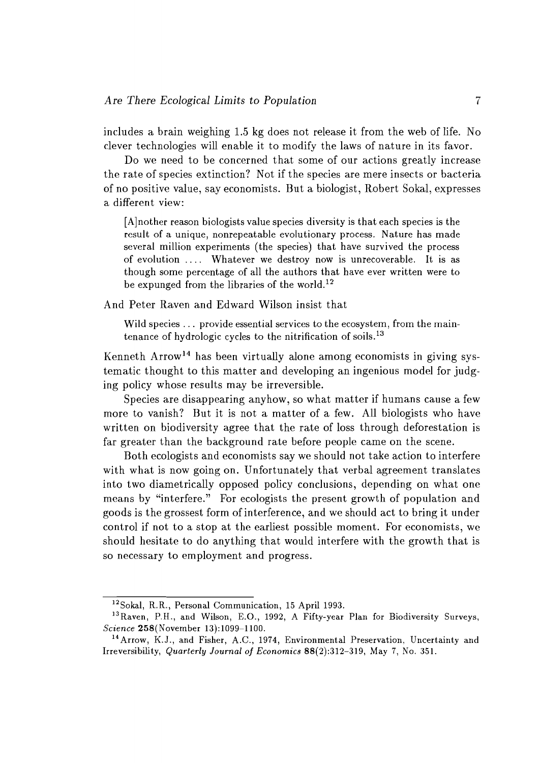includes a brain weighing 1.5 kg does not release it from the web of life. No clever technologies will enable it to modify the laws of nature in its favor.

Do we need to be concerned that some of our actions greatly increase the rate of species extinction? Not if the species are mere insects or bacteria of no positive value, say economists. But a biologist, Robert Sokal, expresses a different view:

> [A]nother reason biologists value species diversity is that each species is the result of a unique, nonrepeatable evolutionary process. Nature has made several million experiments (the species) that have survived the process of evolution .... Whatever we destroy now is unrecoverable. It is as though some percentage of all the authors that have ever written were to be expunged from the libraries of the world.[12]

And Peter Raven and Edward Wilson insist that

> Wild species ... provide essential services to the ecosystem, from the maintenance of hydrologic cycles to the nitrification of soils.[13]

Kenneth Arrow[14] has been virtually alone among economists in giving systematic thought to this matter and developing an ingenious model for judging policy whose results may be irreversible.

Species are disappearing anyhow, so what matter if humans cause a few more to vanish? But it is not a matter of a few. All biologists who have written on biodiversity agree that the rate of loss through deforestation is far greater than the background rate before people came on the scene.

Both ecologists and economists say we should not take action to interfere with what is now going on. Unfortunately that verbal agreement translates into two diametrically opposed policy conclusions, depending on what one means by "interfere." For ecologists the present growth of population and goods is the grossest form of interference, and we should act to bring it under control if not to a stop at the earliest possible moment. For economists, we should hesitate to do anything that would interfere with the growth that is so necessary to employment and progress.

---

[12] Sokal, R.R., Personal Communication, 15 April 1993.

[13] Raven, P.H., and Wilson, E.O., 1992, A Fifty-year Plan for Biodiversity Surveys, *Science* **258**(November 13):1099–1100.

[14] Arrow, K.J., and Fisher, A.C., 1974, Environmental Preservation, Uncertainty and Irreversibility, *Quarterly Journal of Economics* **88**(2):312–319, May 7, No. 351.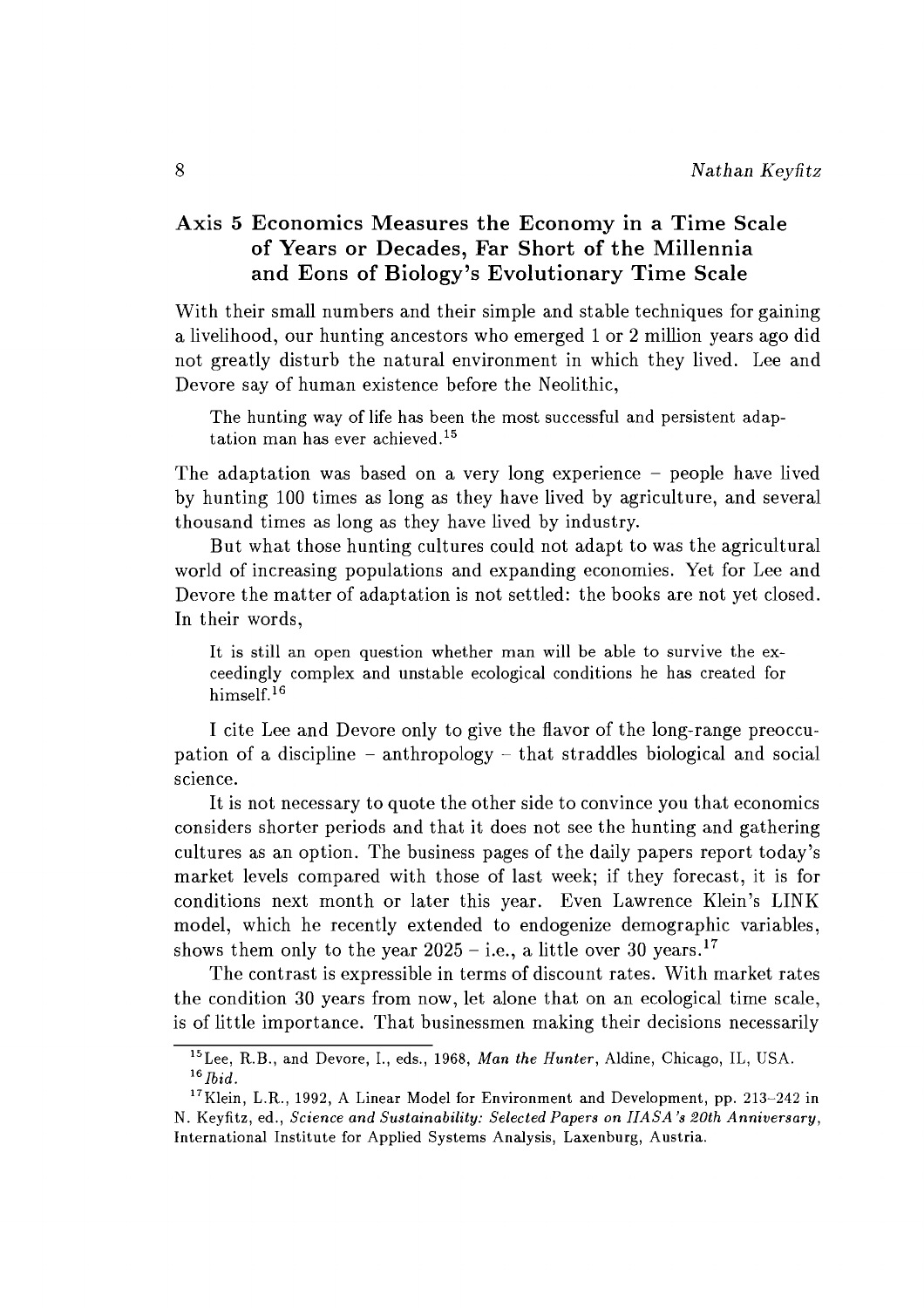## Axis 5 Economics Measures the Economy in a Time Scale of Years or Decades, Far Short of the Millennia and Eons of Biology's Evolutionary Time Scale

With their small numbers and their simple and stable techniques for gaining a livelihood, our hunting ancestors who emerged 1 or 2 million years ago did not greatly disturb the natural environment in which they lived. Lee and Devore say of human existence before the Neolithic,

> The hunting way of life has been the most successful and persistent adaptation man has ever achieved.[15]

The adaptation was based on a very long experience – people have lived by hunting 100 times as long as they have lived by agriculture, and several thousand times as long as they have lived by industry.

But what those hunting cultures could not adapt to was the agricultural world of increasing populations and expanding economies. Yet for Lee and Devore the matter of adaptation is not settled: the books are not yet closed. In their words,

> It is still an open question whether man will be able to survive the exceedingly complex and unstable ecological conditions he has created for himself.[16]

I cite Lee and Devore only to give the flavor of the long-range preoccupation of a discipline – anthropology – that straddles biological and social science.

It is not necessary to quote the other side to convince you that economics considers shorter periods and that it does not see the hunting and gathering cultures as an option. The business pages of the daily papers report today's market levels compared with those of last week; if they forecast, it is for conditions next month or later this year. Even Lawrence Klein's LINK model, which he recently extended to endogenize demographic variables, shows them only to the year 2025 – i.e., a little over 30 years.[17]

The contrast is expressible in terms of discount rates. With market rates the condition 30 years from now, let alone that on an ecological time scale, is of little importance. That businessmen making their decisions necessarily

---

[15] Lee, R.B., and Devore, I., eds., 1968, *Man the Hunter*, Aldine, Chicago, IL, USA.

[16] *Ibid.*

[17] Klein, L.R., 1992, A Linear Model for Environment and Development, pp. 213–242 in N. Keyfitz, ed., *Science and Sustainability: Selected Papers on IIASA's 20th Anniversary*, International Institute for Applied Systems Analysis, Laxenburg, Austria.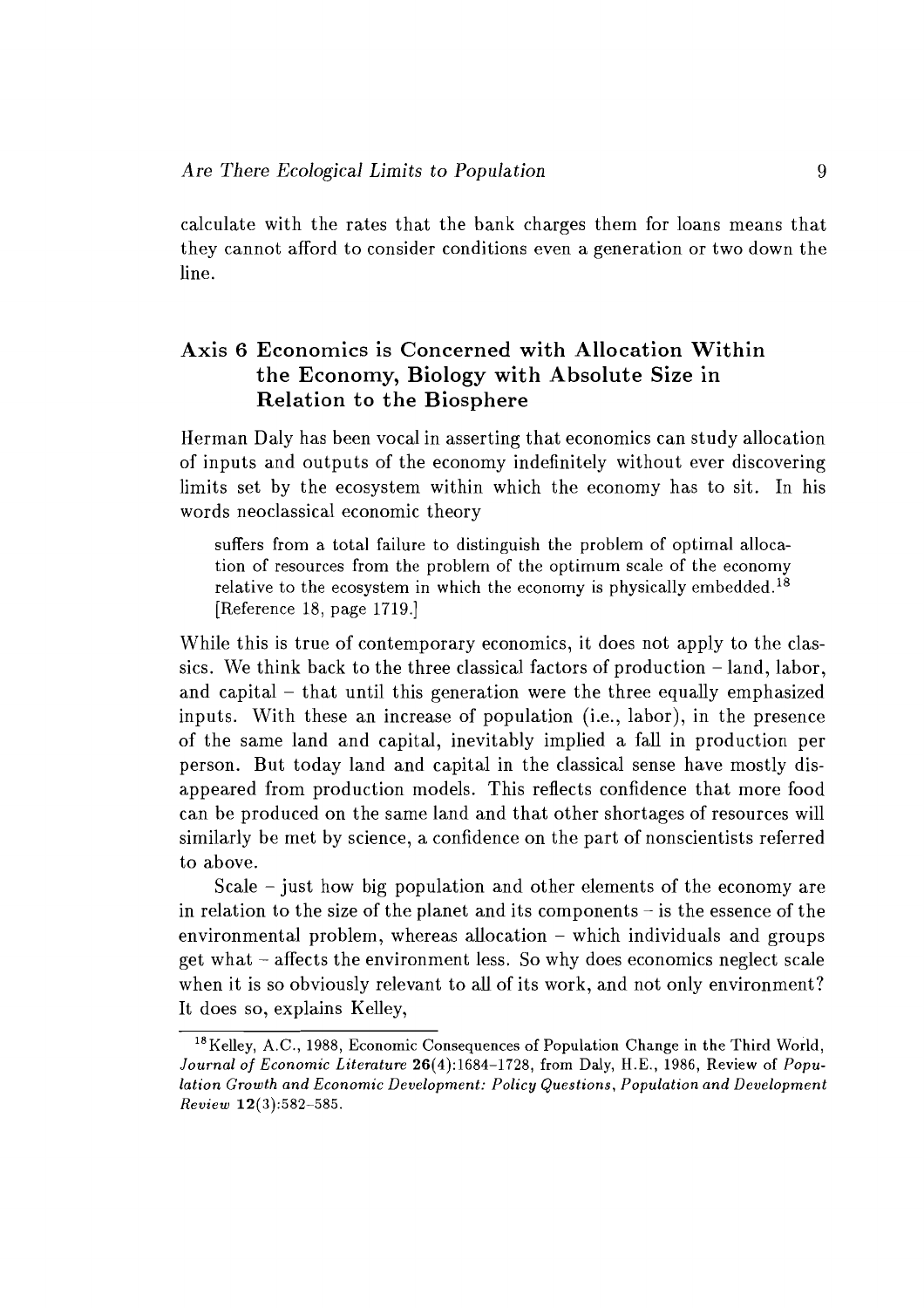calculate with the rates that the bank charges them for loans means that they cannot afford to consider conditions even a generation or two down the line.

## Axis 6 Economics is Concerned with Allocation Within the Economy, Biology with Absolute Size in Relation to the Biosphere

Herman Daly has been vocal in asserting that economics can study allocation of inputs and outputs of the economy indefinitely without ever discovering limits set by the ecosystem within which the economy has to sit. In his words neoclassical economic theory

> suffers from a total failure to distinguish the problem of optimal allocation of resources from the problem of the optimum scale of the economy relative to the ecosystem in which the economy is physically embedded.[18] [Reference 18, page 1719.]

While this is true of contemporary economics, it does not apply to the classics. We think back to the three classical factors of production – land, labor, and capital – that until this generation were the three equally emphasized inputs. With these an increase of population (i.e., labor), in the presence of the same land and capital, inevitably implied a fall in production per person. But today land and capital in the classical sense have mostly disappeared from production models. This reflects confidence that more food can be produced on the same land and that other shortages of resources will similarly be met by science, a confidence on the part of nonscientists referred to above.

Scale – just how big population and other elements of the economy are in relation to the size of the planet and its components – is the essence of the environmental problem, whereas allocation – which individuals and groups get what – affects the environment less. So why does economics neglect scale when it is so obviously relevant to all of its work, and not only environment? It does so, explains Kelley,

[18] Kelley, A.C., 1988, Economic Consequences of Population Change in the Third World, *Journal of Economic Literature* **26**(4):1684–1728, from Daly, H.E., 1986, Review of *Population Growth and Economic Development: Policy Questions*, *Population and Development Review* **12**(3):582–585.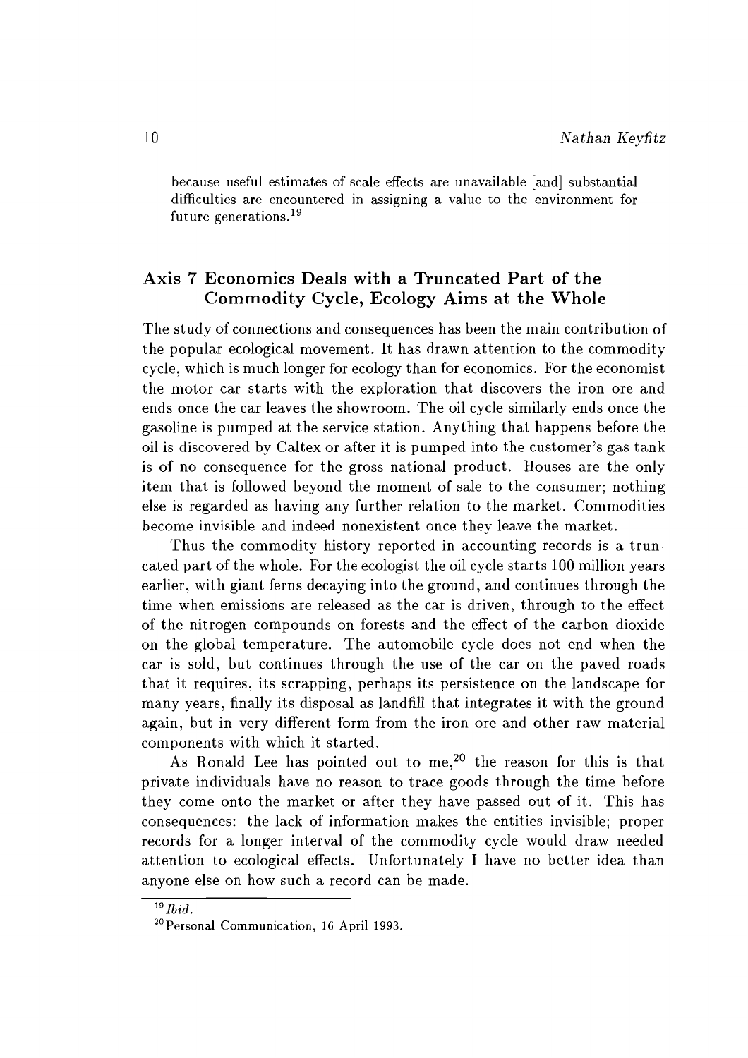> because useful estimates of scale effects are unavailable [and] substantial difficulties are encountered in assigning a value to the environment for future generations.[19]

## Axis 7 Economics Deals with a Truncated Part of the Commodity Cycle, Ecology Aims at the Whole

The study of connections and consequences has been the main contribution of the popular ecological movement. It has drawn attention to the commodity cycle, which is much longer for ecology than for economics. For the economist the motor car starts with the exploration that discovers the iron ore and ends once the car leaves the showroom. The oil cycle similarly ends once the gasoline is pumped at the service station. Anything that happens before the oil is discovered by Caltex or after it is pumped into the customer's gas tank is of no consequence for the gross national product. Houses are the only item that is followed beyond the moment of sale to the consumer; nothing else is regarded as having any further relation to the market. Commodities become invisible and indeed nonexistent once they leave the market.

Thus the commodity history reported in accounting records is a truncated part of the whole. For the ecologist the oil cycle starts 100 million years earlier, with giant ferns decaying into the ground, and continues through the time when emissions are released as the car is driven, through to the effect of the nitrogen compounds on forests and the effect of the carbon dioxide on the global temperature. The automobile cycle does not end when the car is sold, but continues through the use of the car on the paved roads that it requires, its scrapping, perhaps its persistence on the landscape for many years, finally its disposal as landfill that integrates it with the ground again, but in very different form from the iron ore and other raw material components with which it started.

As Ronald Lee has pointed out to me,[20] the reason for this is that private individuals have no reason to trace goods through the time before they come onto the market or after they have passed out of it. This has consequences: the lack of information makes the entities invisible; proper records for a longer interval of the commodity cycle would draw needed attention to ecological effects. Unfortunately I have no better idea than anyone else on how such a record can be made.

---

[19] *Ibid.*

[20] Personal Communication, 16 April 1993.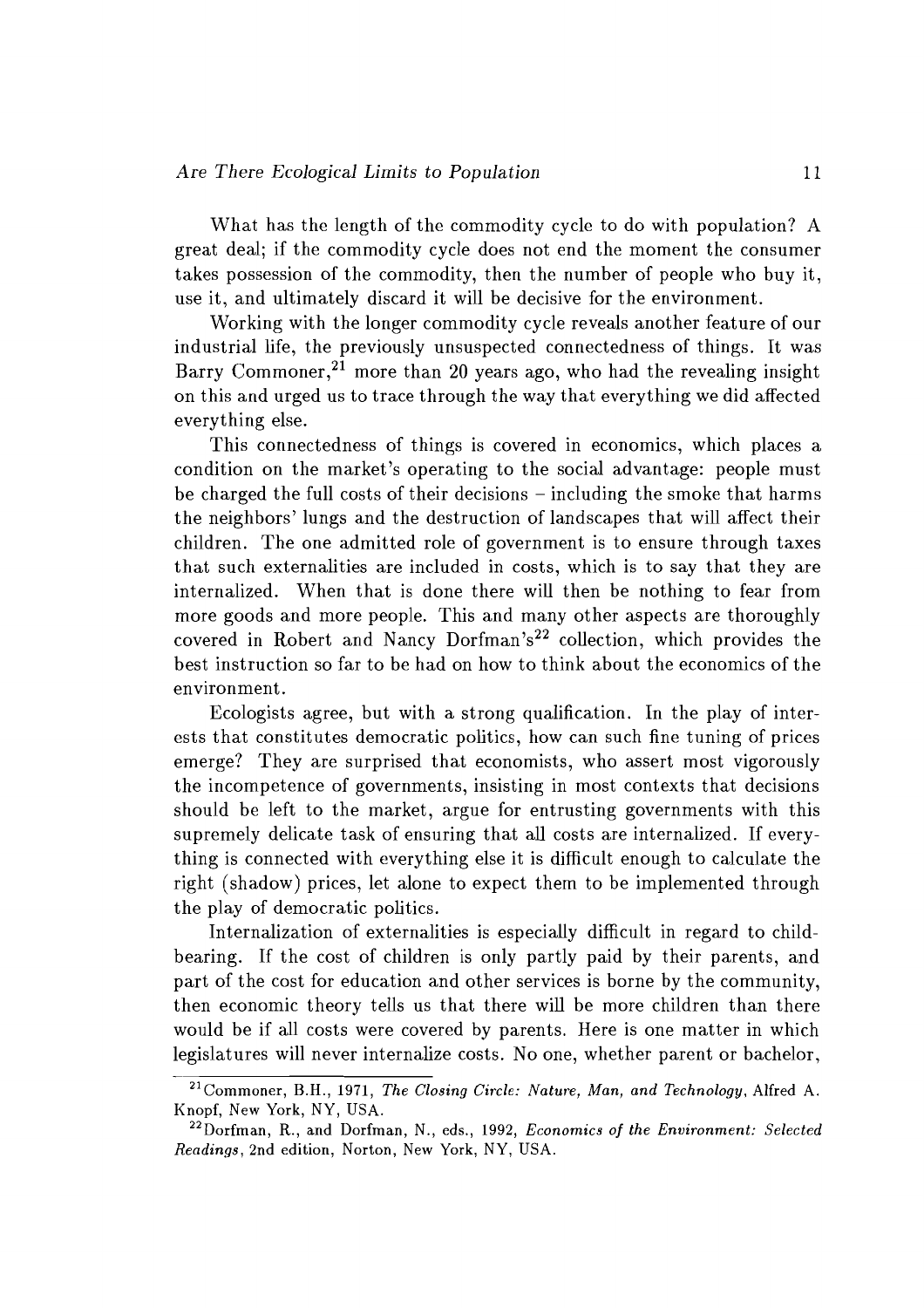What has the length of the commodity cycle to do with population? A great deal; if the commodity cycle does not end the moment the consumer takes possession of the commodity, then the number of people who buy it, use it, and ultimately discard it will be decisive for the environment.

Working with the longer commodity cycle reveals another feature of our industrial life, the previously unsuspected connectedness of things. It was Barry Commoner,[21] more than 20 years ago, who had the revealing insight on this and urged us to trace through the way that everything we did affected everything else.

This connectedness of things is covered in economics, which places a condition on the market's operating to the social advantage: people must be charged the full costs of their decisions – including the smoke that harms the neighbors' lungs and the destruction of landscapes that will affect their children. The one admitted role of government is to ensure through taxes that such externalities are included in costs, which is to say that they are internalized. When that is done there will then be nothing to fear from more goods and more people. This and many other aspects are thoroughly covered in Robert and Nancy Dorfman's[22] collection, which provides the best instruction so far to be had on how to think about the economics of the environment.

Ecologists agree, but with a strong qualification. In the play of interests that constitutes democratic politics, how can such fine tuning of prices emerge? They are surprised that economists, who assert most vigorously the incompetence of governments, insisting in most contexts that decisions should be left to the market, argue for entrusting governments with this supremely delicate task of ensuring that all costs are internalized. If everything is connected with everything else it is difficult enough to calculate the right (shadow) prices, let alone to expect them to be implemented through the play of democratic politics.

Internalization of externalities is especially difficult in regard to childbearing. If the cost of children is only partly paid by their parents, and part of the cost for education and other services is borne by the community, then economic theory tells us that there will be more children than there would be if all costs were covered by parents. Here is one matter in which legislatures will never internalize costs. No one, whether parent or bachelor,

---

[21] Commoner, B.H., 1971, *The Closing Circle: Nature, Man, and Technology*, Alfred A. Knopf, New York, NY, USA.

[22] Dorfman, R., and Dorfman, N., eds., 1992, *Economics of the Environment: Selected Readings*, 2nd edition, Norton, New York, NY, USA.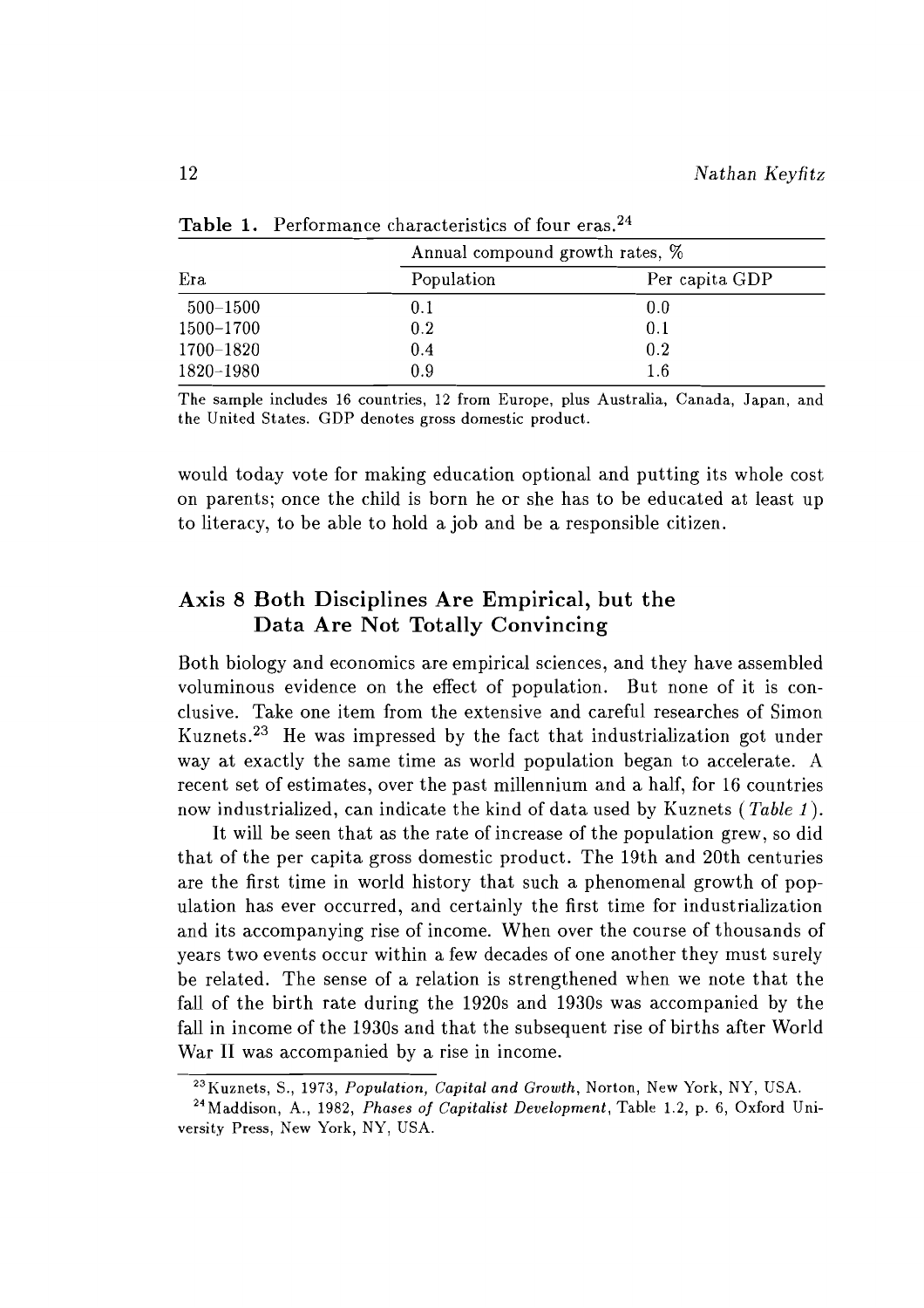**Table 1.** Performance characteristics of four eras.[24]

| Era | Annual compound growth rates, % | |
|---|---|---|
| | Population | Per capita GDP |
| 500–1500 | 0.1 | 0.0 |
| 1500–1700 | 0.2 | 0.1 |
| 1700–1820 | 0.4 | 0.2 |
| 1820–1980 | 0.9 | 1.6 |

The sample includes 16 countries, 12 from Europe, plus Australia, Canada, Japan, and the United States. GDP denotes gross domestic product.

would today vote for making education optional and putting its whole cost on parents; once the child is born he or she has to be educated at least up to literacy, to be able to hold a job and be a responsible citizen.

## Axis 8 Both Disciplines Are Empirical, but the Data Are Not Totally Convincing

Both biology and economics are empirical sciences, and they have assembled voluminous evidence on the effect of population. But none of it is conclusive. Take one item from the extensive and careful researches of Simon Kuznets.[23] He was impressed by the fact that industrialization got under way at exactly the same time as world population began to accelerate. A recent set of estimates, over the past millennium and a half, for 16 countries now industrialized, can indicate the kind of data used by Kuznets (*Table 1*).

It will be seen that as the rate of increase of the population grew, so did that of the per capita gross domestic product. The 19th and 20th centuries are the first time in world history that such a phenomenal growth of population has ever occurred, and certainly the first time for industrialization and its accompanying rise of income. When over the course of thousands of years two events occur within a few decades of one another they must surely be related. The sense of a relation is strengthened when we note that the fall of the birth rate during the 1920s and 1930s was accompanied by the fall in income of the 1930s and that the subsequent rise of births after World War II was accompanied by a rise in income.

[23] Kuznets, S., 1973, *Population, Capital and Growth*, Norton, New York, NY, USA.

[24] Maddison, A., 1982, *Phases of Capitalist Development*, Table 1.2, p. 6, Oxford University Press, New York, NY, USA.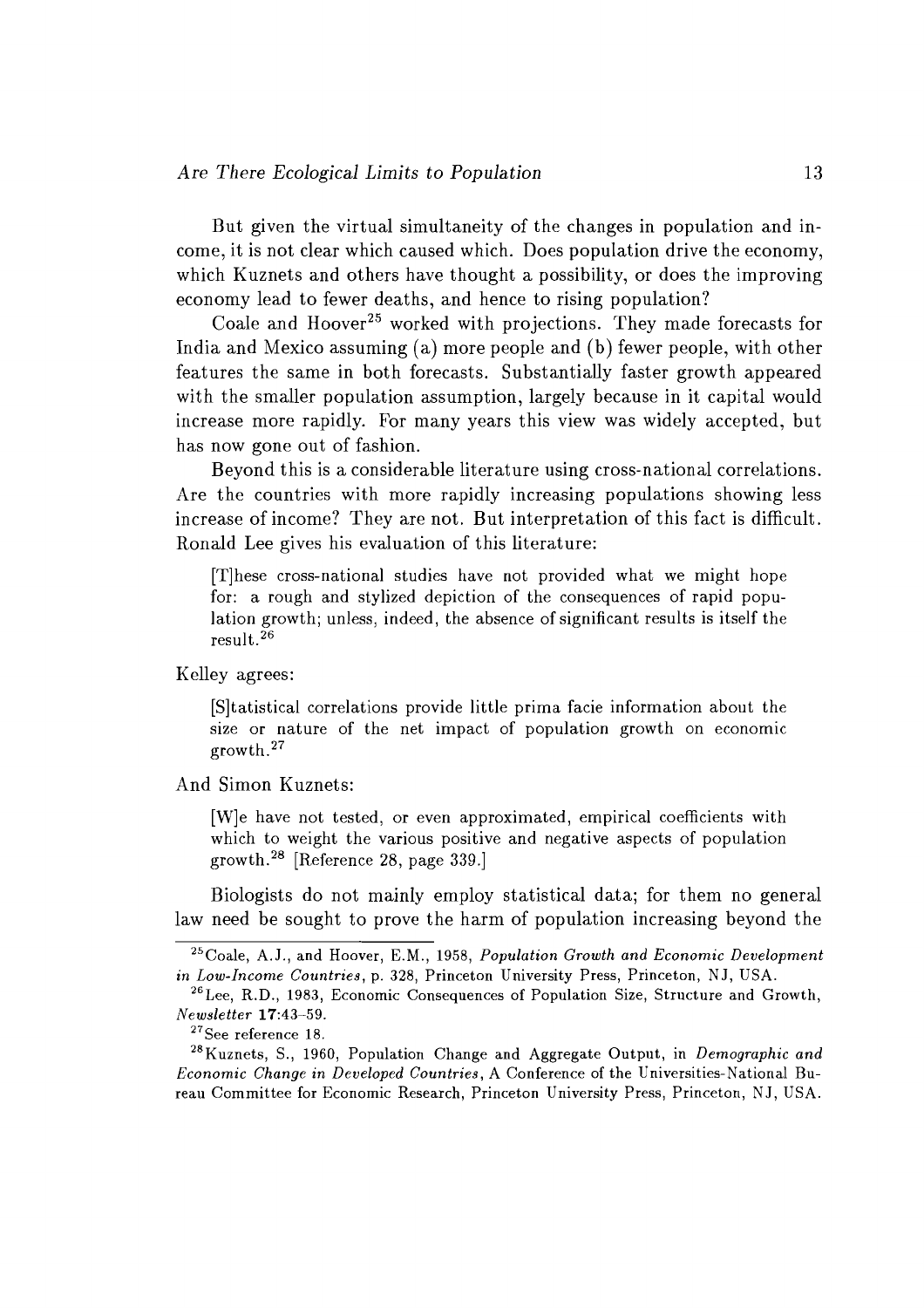But given the virtual simultaneity of the changes in population and income, it is not clear which caused which. Does population drive the economy, which Kuznets and others have thought a possibility, or does the improving economy lead to fewer deaths, and hence to rising population?

Coale and Hoover[25] worked with projections. They made forecasts for India and Mexico assuming (a) more people and (b) fewer people, with other features the same in both forecasts. Substantially faster growth appeared with the smaller population assumption, largely because in it capital would increase more rapidly. For many years this view was widely accepted, but has now gone out of fashion.

Beyond this is a considerable literature using cross-national correlations. Are the countries with more rapidly increasing populations showing less increase of income? They are not. But interpretation of this fact is difficult. Ronald Lee gives his evaluation of this literature:

> [T]hese cross-national studies have not provided what we might hope for: a rough and stylized depiction of the consequences of rapid population growth; unless, indeed, the absence of significant results is itself the result.[26]

Kelley agrees:

> [S]tatistical correlations provide little prima facie information about the size or nature of the net impact of population growth on economic growth.[27]

And Simon Kuznets:

> [W]e have not tested, or even approximated, empirical coefficients with which to weight the various positive and negative aspects of population growth.[28] [Reference 28, page 339.]

Biologists do not mainly employ statistical data; for them no general law need be sought to prove the harm of population increasing beyond the

---

[25] Coale, A.J., and Hoover, E.M., 1958, *Population Growth and Economic Development in Low-Income Countries*, p. 328, Princeton University Press, Princeton, NJ, USA.

[26] Lee, R.D., 1983, Economic Consequences of Population Size, Structure and Growth, *Newsletter* **17**:43–59.

[27] See reference 18.

[28] Kuznets, S., 1960, Population Change and Aggregate Output, in *Demographic and Economic Change in Developed Countries*, A Conference of the Universities-National Bureau Committee for Economic Research, Princeton University Press, Princeton, NJ, USA.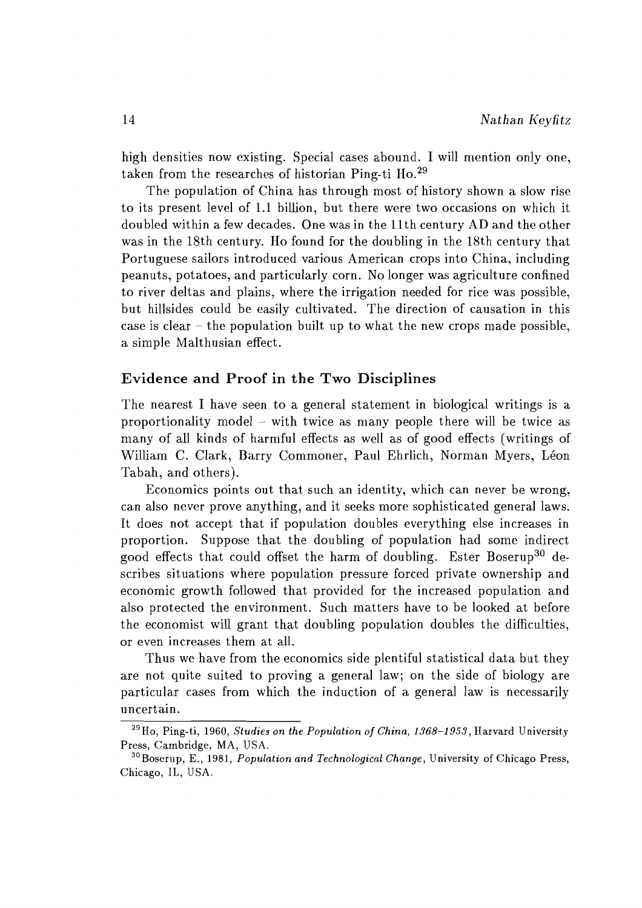high densities now existing. Special cases abound. I will mention only one, taken from the researches of historian Ping-ti Ho.[29]

The population of China has through most of history shown a slow rise to its present level of 1.1 billion, but there were two occasions on which it doubled within a few decades. One was in the 11th century AD and the other was in the 18th century. Ho found for the doubling in the 18th century that Portuguese sailors introduced various American crops into China, including peanuts, potatoes, and particularly corn. No longer was agriculture confined to river deltas and plains, where the irrigation needed for rice was possible, but hillsides could be easily cultivated. The direction of causation in this case is clear – the population built up to what the new crops made possible, a simple Malthusian effect.

## Evidence and Proof in the Two Disciplines

The nearest I have seen to a general statement in biological writings is a proportionality model – with twice as many people there will be twice as many of all kinds of harmful effects as well as of good effects (writings of William C. Clark, Barry Commoner, Paul Ehrlich, Norman Myers, Léon Tabah, and others).

Economics points out that such an identity, which can never be wrong, can also never prove anything, and it seeks more sophisticated general laws. It does not accept that if population doubles everything else increases in proportion. Suppose that the doubling of population had some indirect good effects that could offset the harm of doubling. Ester Boserup[30] describes situations where population pressure forced private ownership and economic growth followed that provided for the increased population and also protected the environment. Such matters have to be looked at before the economist will grant that doubling population doubles the difficulties, or even increases them at all.

Thus we have from the economics side plentiful statistical data but they are not quite suited to proving a general law; on the side of biology are particular cases from which the induction of a general law is necessarily uncertain.

---

[29] Ho, Ping-ti, 1960, *Studies on the Population of China, 1368–1953*, Harvard University Press, Cambridge, MA, USA.

[30] Boserup, E., 1981, *Population and Technological Change*, University of Chicago Press, Chicago, IL, USA.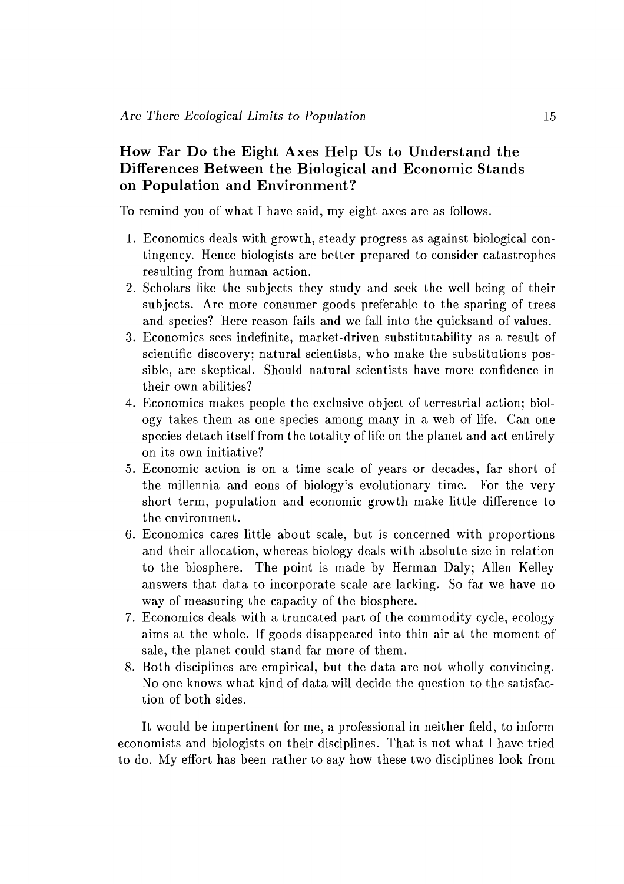## How Far Do the Eight Axes Help Us to Understand the Differences Between the Biological and Economic Stands on Population and Environment?

To remind you of what I have said, my eight axes are as follows.

1. Economics deals with growth, steady progress as against biological contingency. Hence biologists are better prepared to consider catastrophes resulting from human action.
2. Scholars like the subjects they study and seek the well-being of their subjects. Are more consumer goods preferable to the sparing of trees and species? Here reason fails and we fall into the quicksand of values.
3. Economics sees indefinite, market-driven substitutability as a result of scientific discovery; natural scientists, who make the substitutions possible, are skeptical. Should natural scientists have more confidence in their own abilities?
4. Economics makes people the exclusive object of terrestrial action; biology takes them as one species among many in a web of life. Can one species detach itself from the totality of life on the planet and act entirely on its own initiative?
5. Economic action is on a time scale of years or decades, far short of the millennia and eons of biology's evolutionary time. For the very short term, population and economic growth make little difference to the environment.
6. Economics cares little about scale, but is concerned with proportions and their allocation, whereas biology deals with absolute size in relation to the biosphere. The point is made by Herman Daly; Allen Kelley answers that data to incorporate scale are lacking. So far we have no way of measuring the capacity of the biosphere.
7. Economics deals with a truncated part of the commodity cycle, ecology aims at the whole. If goods disappeared into thin air at the moment of sale, the planet could stand far more of them.
8. Both disciplines are empirical, but the data are not wholly convincing. No one knows what kind of data will decide the question to the satisfaction of both sides.

It would be impertinent for me, a professional in neither field, to inform economists and biologists on their disciplines. That is not what I have tried to do. My effort has been rather to say how these two disciplines look from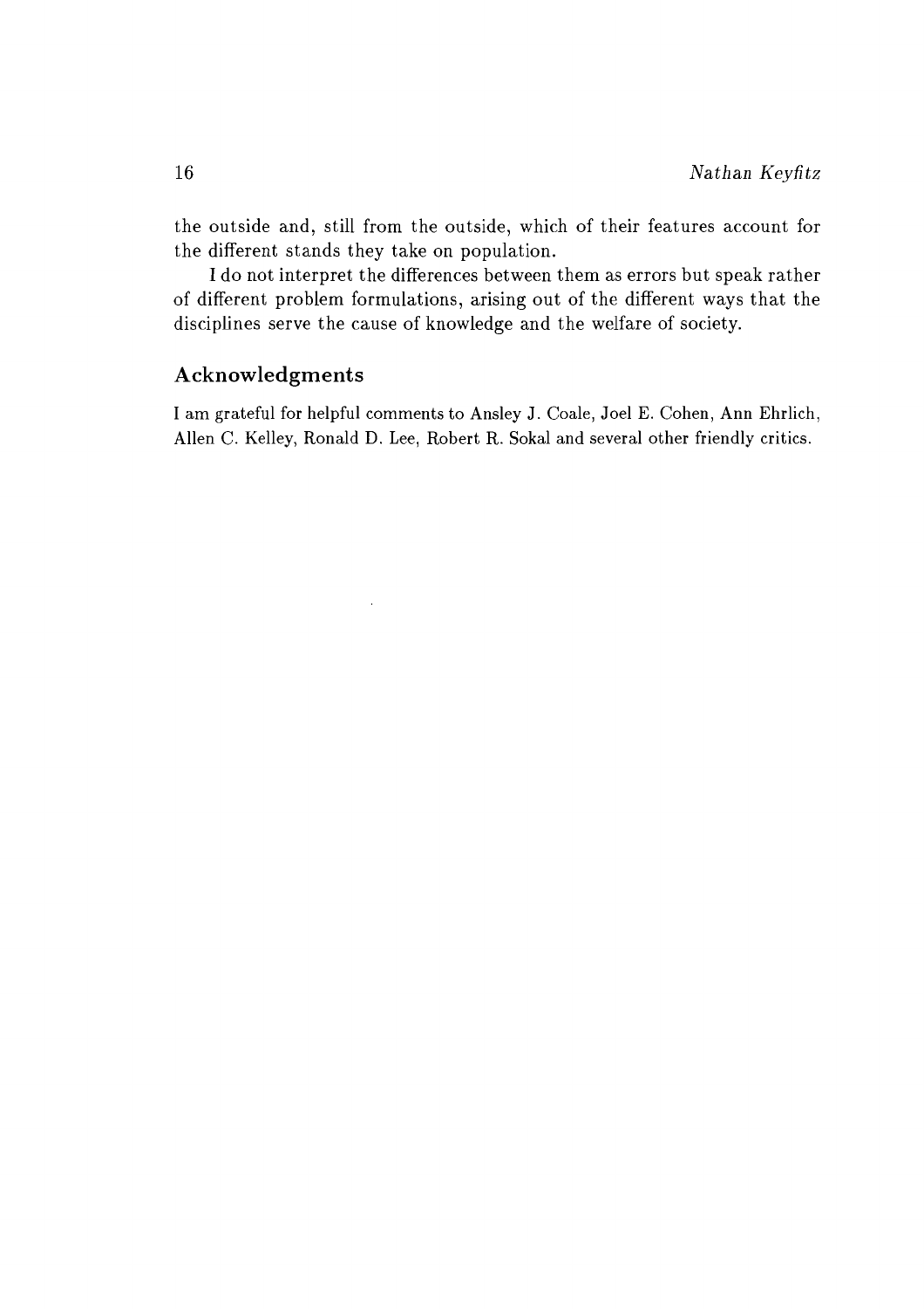the outside and, still from the outside, which of their features account for the different stands they take on population.

I do not interpret the differences between them as errors but speak rather of different problem formulations, arising out of the different ways that the disciplines serve the cause of knowledge and the welfare of society.

## Acknowledgments

I am grateful for helpful comments to Ansley J. Coale, Joel E. Cohen, Ann Ehrlich, Allen C. Kelley, Ronald D. Lee, Robert R. Sokal and several other friendly critics.